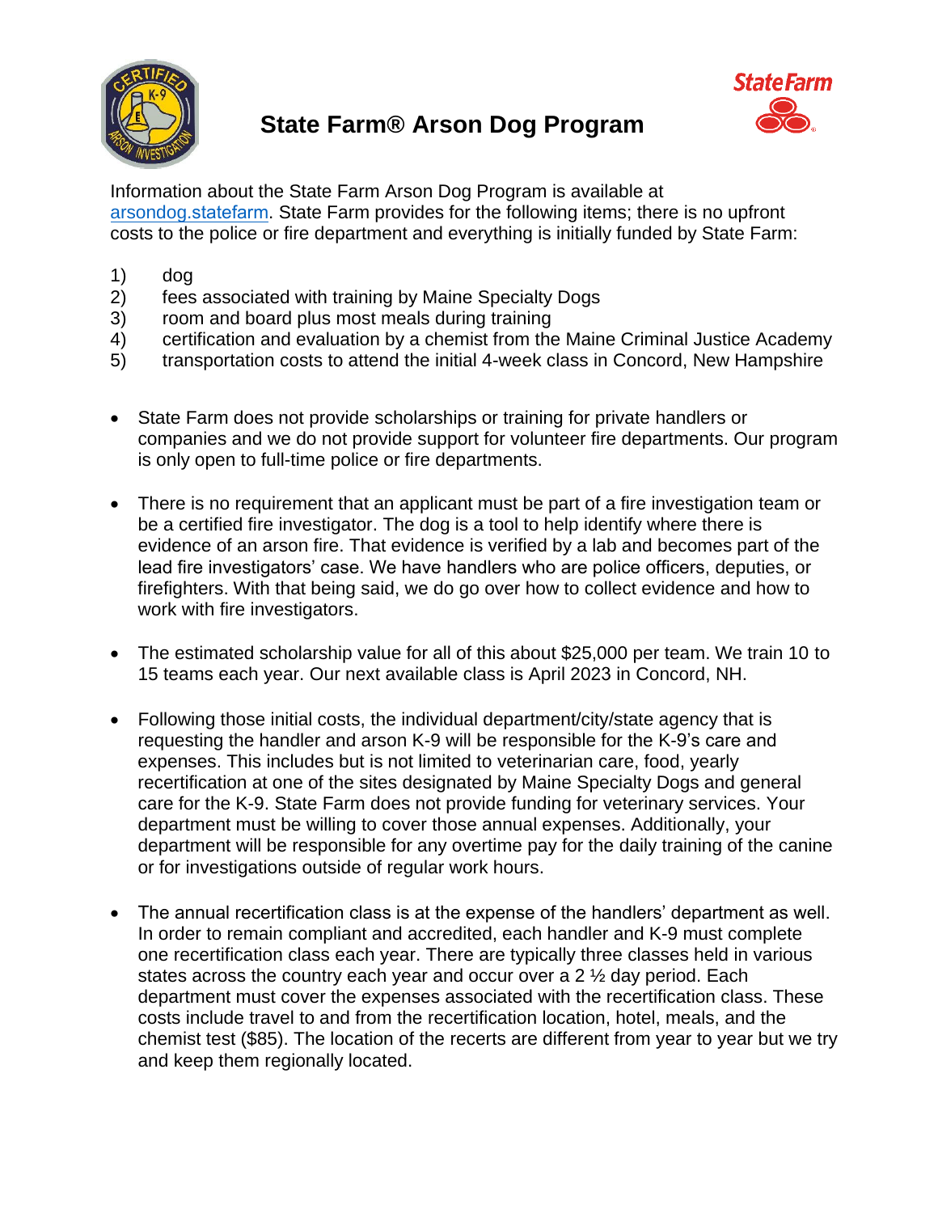# State Farm® Arson Dog Program

Information about the State Farm Arson Dog Program is available at arsondog.statefarm. State Farm provides for the following items; there is no upfront costs to the police or fire department and everything is initially funded by State Farm:

1) dog
2) fees associated with training by Maine Specialty Dogs
3) room and board plus most meals during training
4) certification and evaluation by a chemist from the Maine Criminal Justice Academy
5) transportation costs to attend the initial 4-week class in Concord, New Hampshire

- State Farm does not provide scholarships or training for private handlers or companies and we do not provide support for volunteer fire departments. Our program is only open to full-time police or fire departments.

- There is no requirement that an applicant must be part of a fire investigation team or be a certified fire investigator. The dog is a tool to help identify where there is evidence of an arson fire. That evidence is verified by a lab and becomes part of the lead fire investigators' case. We have handlers who are police officers, deputies, or firefighters. With that being said, we do go over how to collect evidence and how to work with fire investigators.

- The estimated scholarship value for all of this about $25,000 per team. We train 10 to 15 teams each year. Our next available class is April 2023 in Concord, NH.

- Following those initial costs, the individual department/city/state agency that is requesting the handler and arson K-9 will be responsible for the K-9's care and expenses. This includes but is not limited to veterinarian care, food, yearly recertification at one of the sites designated by Maine Specialty Dogs and general care for the K-9. State Farm does not provide funding for veterinary services. Your department must be willing to cover those annual expenses. Additionally, your department will be responsible for any overtime pay for the daily training of the canine or for investigations outside of regular work hours.

- The annual recertification class is at the expense of the handlers' department as well. In order to remain compliant and accredited, each handler and K-9 must complete one recertification class each year. There are typically three classes held in various states across the country each year and occur over a 2 ½ day period. Each department must cover the expenses associated with the recertification class. These costs include travel to and from the recertification location, hotel, meals, and the chemist test ($85). The location of the recerts are different from year to year but we try and keep them regionally located.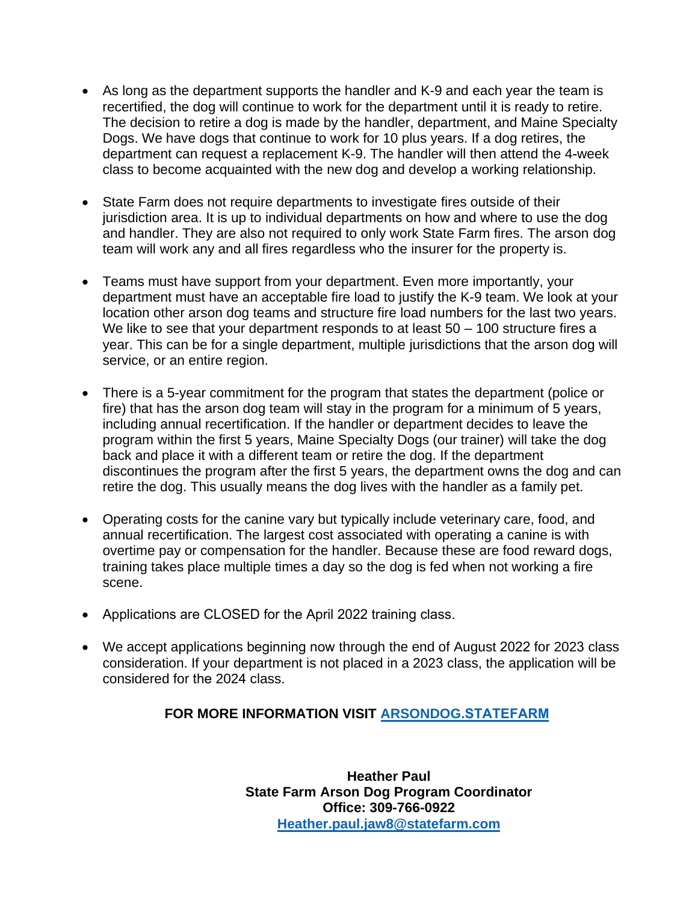- As long as the department supports the handler and K-9 and each year the team is recertified, the dog will continue to work for the department until it is ready to retire. The decision to retire a dog is made by the handler, department, and Maine Specialty Dogs. We have dogs that continue to work for 10 plus years. If a dog retires, the department can request a replacement K-9. The handler will then attend the 4-week class to become acquainted with the new dog and develop a working relationship.

- State Farm does not require departments to investigate fires outside of their jurisdiction area. It is up to individual departments on how and where to use the dog and handler. They are also not required to only work State Farm fires. The arson dog team will work any and all fires regardless who the insurer for the property is.

- Teams must have support from your department. Even more importantly, your department must have an acceptable fire load to justify the K-9 team. We look at your location other arson dog teams and structure fire load numbers for the last two years. We like to see that your department responds to at least 50 – 100 structure fires a year. This can be for a single department, multiple jurisdictions that the arson dog will service, or an entire region.

- There is a 5-year commitment for the program that states the department (police or fire) that has the arson dog team will stay in the program for a minimum of 5 years, including annual recertification. If the handler or department decides to leave the program within the first 5 years, Maine Specialty Dogs (our trainer) will take the dog back and place it with a different team or retire the dog. If the department discontinues the program after the first 5 years, the department owns the dog and can retire the dog. This usually means the dog lives with the handler as a family pet.

- Operating costs for the canine vary but typically include veterinary care, food, and annual recertification. The largest cost associated with operating a canine is with overtime pay or compensation for the handler. Because these are food reward dogs, training takes place multiple times a day so the dog is fed when not working a fire scene.

- Applications are CLOSED for the April 2022 training class.

- We accept applications beginning now through the end of August 2022 for 2023 class consideration. If your department is not placed in a 2023 class, the application will be considered for the 2024 class.

**FOR MORE INFORMATION VISIT [ARSONDOG.STATEFARM](ARSONDOG.STATEFARM)**

**Heather Paul**
**State Farm Arson Dog Program Coordinator**
**Office: 309-766-0922**
**[Heather.paul.jaw8@statefarm.com](mailto:Heather.paul.jaw8@statefarm.com)**